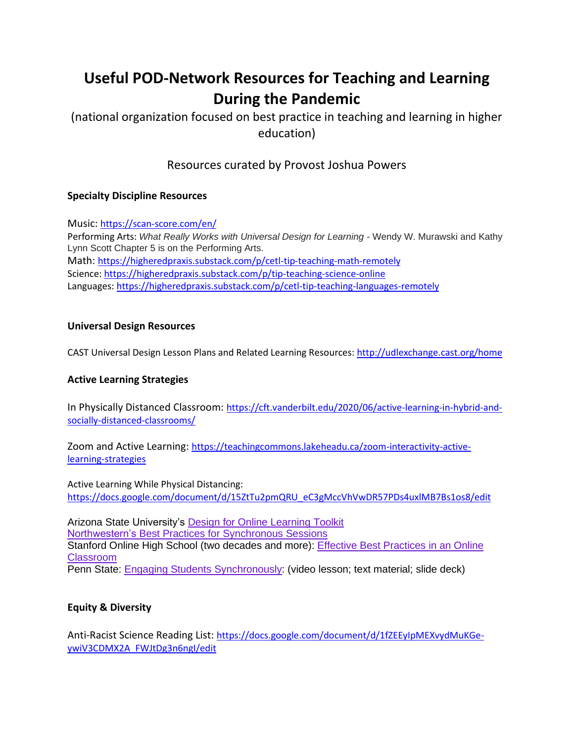# Useful POD-Network Resources for Teaching and Learning During the Pandemic

(national organization focused on best practice in teaching and learning in higher education)

Resources curated by Provost Joshua Powers

### Specialty Discipline Resources

Music: https://scan-score.com/en/
Performing Arts: *What Really Works with Universal Design for Learning* - Wendy W. Murawski and Kathy Lynn Scott Chapter 5 is on the Performing Arts.
Math: https://higheredpraxis.substack.com/p/cetl-tip-teaching-math-remotely
Science: https://higheredpraxis.substack.com/p/tip-teaching-science-online
Languages: https://higheredpraxis.substack.com/p/cetl-tip-teaching-languages-remotely

### Universal Design Resources

CAST Universal Design Lesson Plans and Related Learning Resources: http://udlexchange.cast.org/home

### Active Learning Strategies

In Physically Distanced Classroom: https://cft.vanderbilt.edu/2020/06/active-learning-in-hybrid-and-socially-distanced-classrooms/

Zoom and Active Learning: https://teachingcommons.lakeheadu.ca/zoom-interactivity-active-learning-strategies

Active Learning While Physical Distancing:
https://docs.google.com/document/d/15ZtTu2pmQRU_eC3gMccVhVwDR57PDs4uxlMB7Bs1os8/edit

Arizona State University's Design for Online Learning Toolkit
Northwestern's Best Practices for Synchronous Sessions
Stanford Online High School (two decades and more): Effective Best Practices in an Online Classroom
Penn State: Engaging Students Synchronously: (video lesson; text material; slide deck)

### Equity & Diversity

Anti-Racist Science Reading List: https://docs.google.com/document/d/1fZEEyIpMEXvydMuKGe-ywiV3CDMX2A_FWJtDg3n6ngI/edit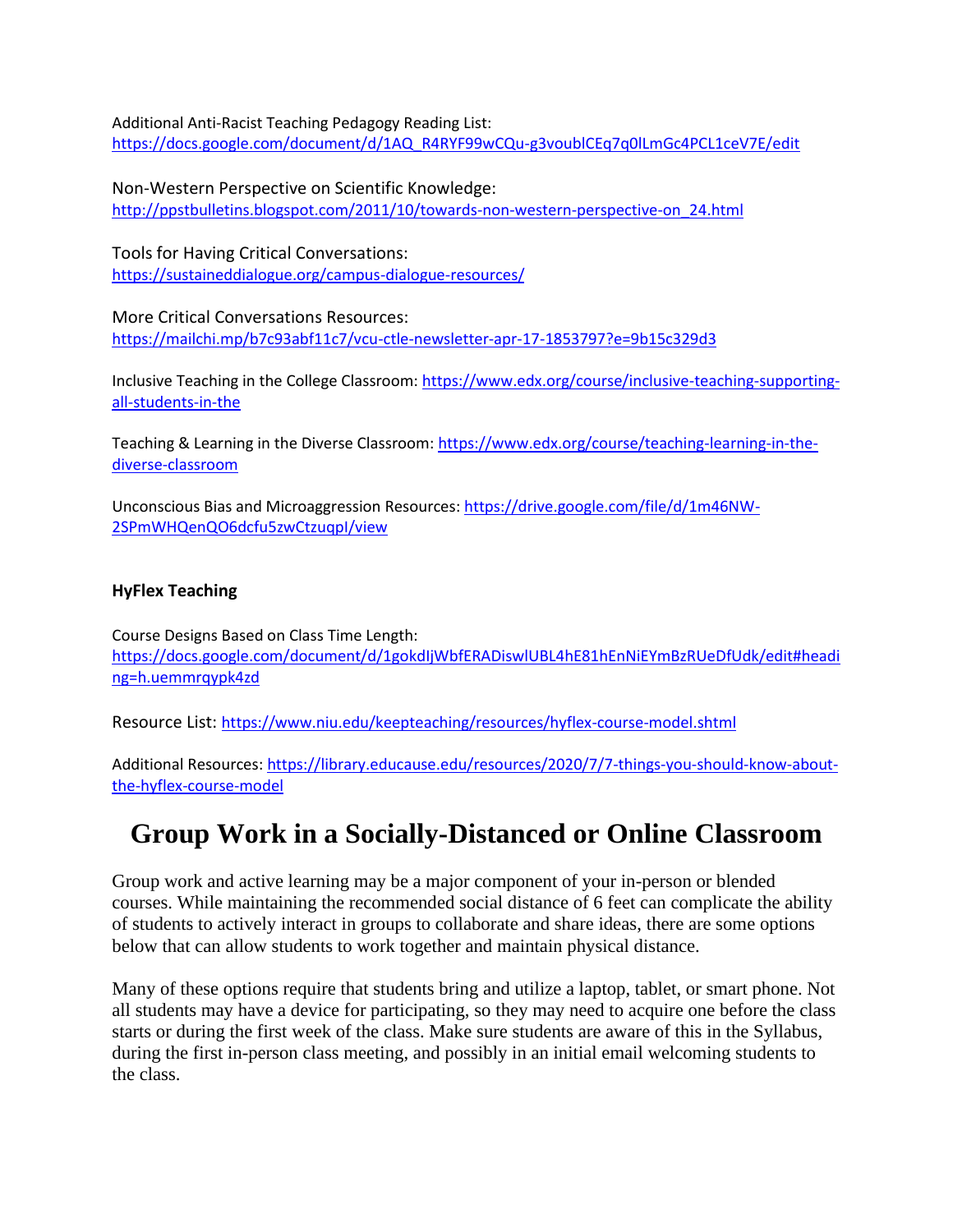Additional Anti-Racist Teaching Pedagogy Reading List:
https://docs.google.com/document/d/1AQ_R4RYF99wCQu-g3voublCEq7q0lLmGc4PCL1ceV7E/edit

Non-Western Perspective on Scientific Knowledge:
http://ppstbulletins.blogspot.com/2011/10/towards-non-western-perspective-on_24.html

Tools for Having Critical Conversations:
https://sustaineddialogue.org/campus-dialogue-resources/

More Critical Conversations Resources:
https://mailchi.mp/b7c93abf11c7/vcu-ctle-newsletter-apr-17-1853797?e=9b15c329d3

Inclusive Teaching in the College Classroom: https://www.edx.org/course/inclusive-teaching-supporting-all-students-in-the

Teaching & Learning in the Diverse Classroom: https://www.edx.org/course/teaching-learning-in-the-diverse-classroom

Unconscious Bias and Microaggression Resources: https://drive.google.com/file/d/1m46NW-2SPmWHQenQO6dcfu5zwCtzuqpI/view

**HyFlex Teaching**

Course Designs Based on Class Time Length:
https://docs.google.com/document/d/1gokdIjWbfERADiswlUBL4hE81hEnNiEYmBzRUeDfUdk/edit#heading=h.uemmrqypk4zd

Resource List: https://www.niu.edu/keepteaching/resources/hyflex-course-model.shtml

Additional Resources: https://library.educause.edu/resources/2020/7/7-things-you-should-know-about-the-hyflex-course-model

# Group Work in a Socially-Distanced or Online Classroom

Group work and active learning may be a major component of your in-person or blended courses. While maintaining the recommended social distance of 6 feet can complicate the ability of students to actively interact in groups to collaborate and share ideas, there are some options below that can allow students to work together and maintain physical distance.

Many of these options require that students bring and utilize a laptop, tablet, or smart phone. Not all students may have a device for participating, so they may need to acquire one before the class starts or during the first week of the class. Make sure students are aware of this in the Syllabus, during the first in-person class meeting, and possibly in an initial email welcoming students to the class.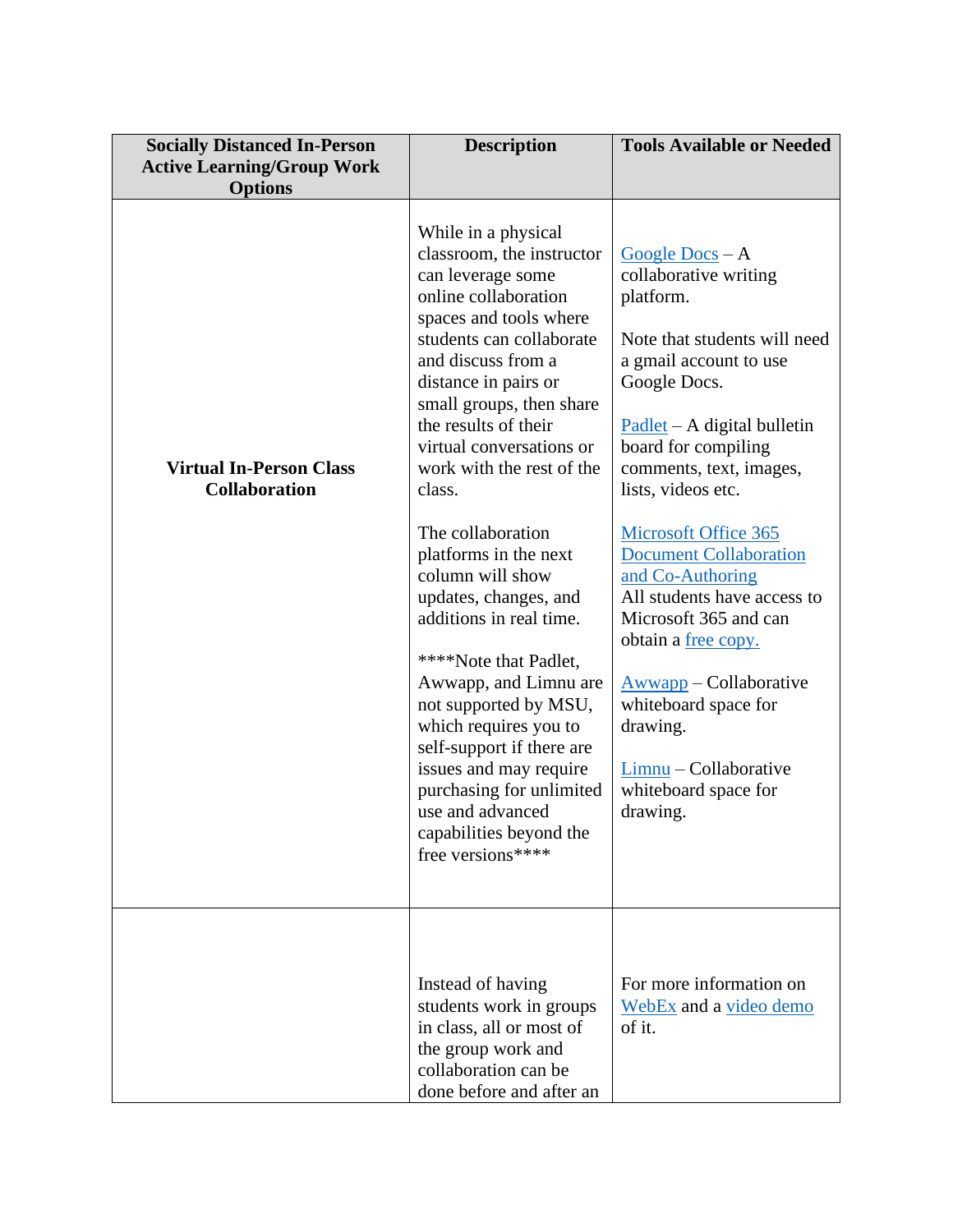| Socially Distanced In-Person Active Learning/Group Work Options | Description | Tools Available or Needed |
|---|---|---|
| **Virtual In-Person Class Collaboration** | While in a physical classroom, the instructor can leverage some online collaboration spaces and tools where students can collaborate and discuss from a distance in pairs or small groups, then share the results of their virtual conversations or work with the rest of the class.<br><br>The collaboration platforms in the next column will show updates, changes, and additions in real time.<br><br>****Note that Padlet, Awwapp, and Limnu are not supported by MSU, which requires you to self-support if there are issues and may require purchasing for unlimited use and advanced capabilities beyond the free versions**** | Google Docs – A collaborative writing platform.<br><br>Note that students will need a gmail account to use Google Docs.<br><br>Padlet – A digital bulletin board for compiling comments, text, images, lists, videos etc.<br><br>Microsoft Office 365 Document Collaboration and Co-Authoring<br>All students have access to Microsoft 365 and can obtain a free copy.<br><br>Awwapp – Collaborative whiteboard space for drawing.<br><br>Limnu – Collaborative whiteboard space for drawing. |
| | Instead of having students work in groups in class, all or most of the group work and collaboration can be done before and after an | For more information on WebEx and a video demo of it. |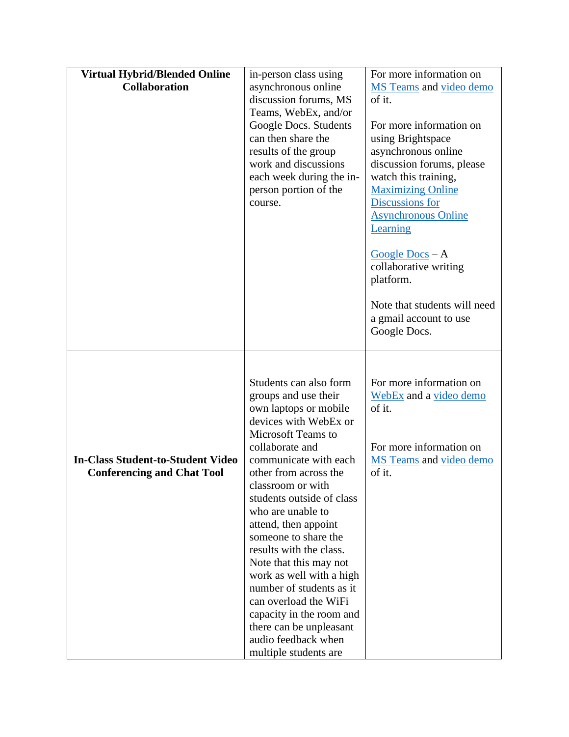| | | |
|---|---|---|
| **Virtual Hybrid/Blended Online Collaboration** | in-person class using asynchronous online discussion forums, MS Teams, WebEx, and/or Google Docs. Students can then share the results of the group work and discussions each week during the in-person portion of the course. | For more information on MS Teams and video demo of it.<br><br>For more information on using Brightspace asynchronous online discussion forums, please watch this training, Maximizing Online Discussions for Asynchronous Online Learning<br><br>Google Docs – A collaborative writing platform.<br><br>Note that students will need a gmail account to use Google Docs. |
| **In-Class Student-to-Student Video Conferencing and Chat Tool** | Students can also form groups and use their own laptops or mobile devices with WebEx or Microsoft Teams to collaborate and communicate with each other from across the classroom or with students outside of class who are unable to attend, then appoint someone to share the results with the class. Note that this may not work as well with a high number of students as it can overload the WiFi capacity in the room and there can be unpleasant audio feedback when multiple students are | For more information on WebEx and a video demo of it.<br><br>For more information on MS Teams and video demo of it. |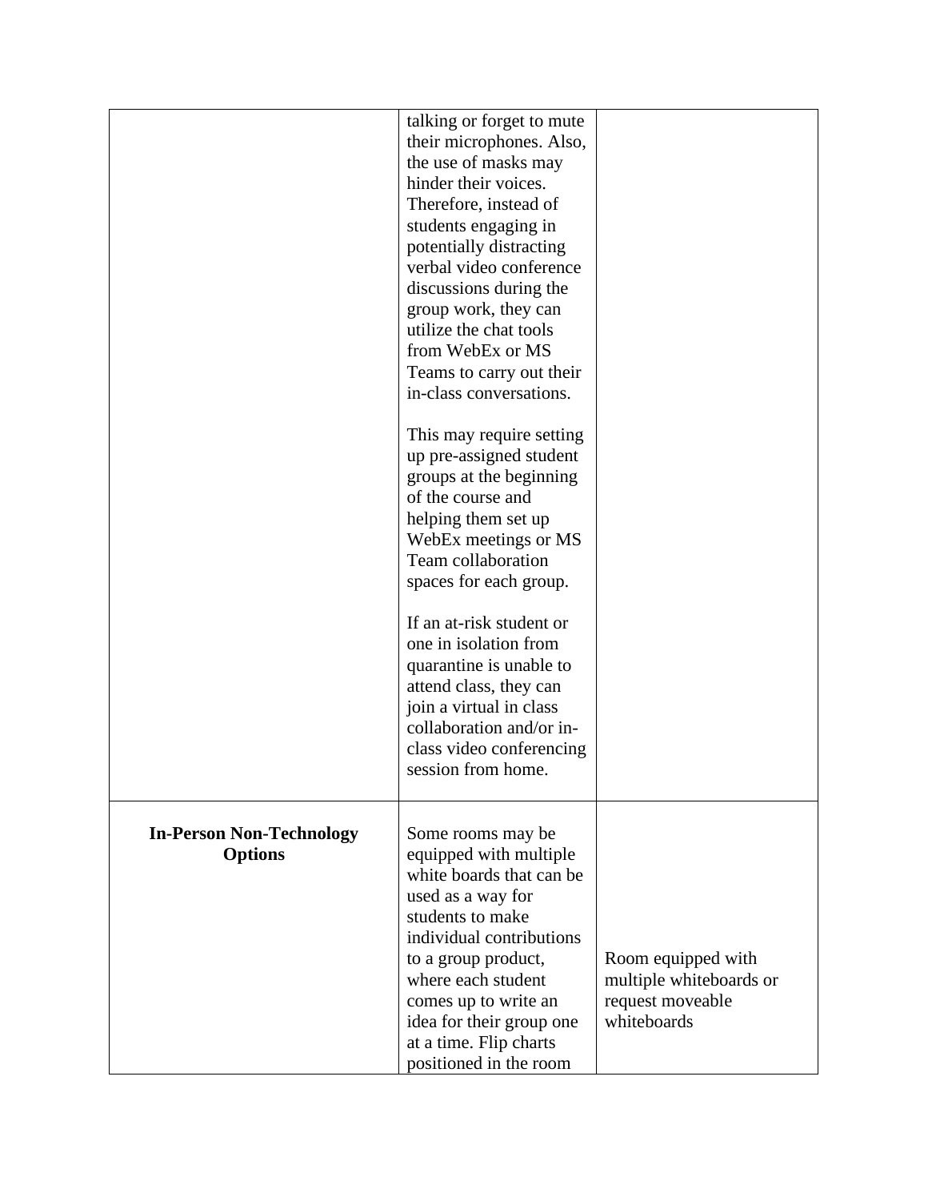| | | |
|---|---|---|
| | talking or forget to mute their microphones. Also, the use of masks may hinder their voices. Therefore, instead of students engaging in potentially distracting verbal video conference discussions during the group work, they can utilize the chat tools from WebEx or MS Teams to carry out their in-class conversations.<br><br>This may require setting up pre-assigned student groups at the beginning of the course and helping them set up WebEx meetings or MS Team collaboration spaces for each group.<br><br>If an at-risk student or one in isolation from quarantine is unable to attend class, they can join a virtual in class collaboration and/or in-class video conferencing session from home. | |
| **In-Person Non-Technology Options** | Some rooms may be equipped with multiple white boards that can be used as a way for students to make individual contributions to a group product, where each student comes up to write an idea for their group one at a time. Flip charts positioned in the room | Room equipped with multiple whiteboards or request moveable whiteboards |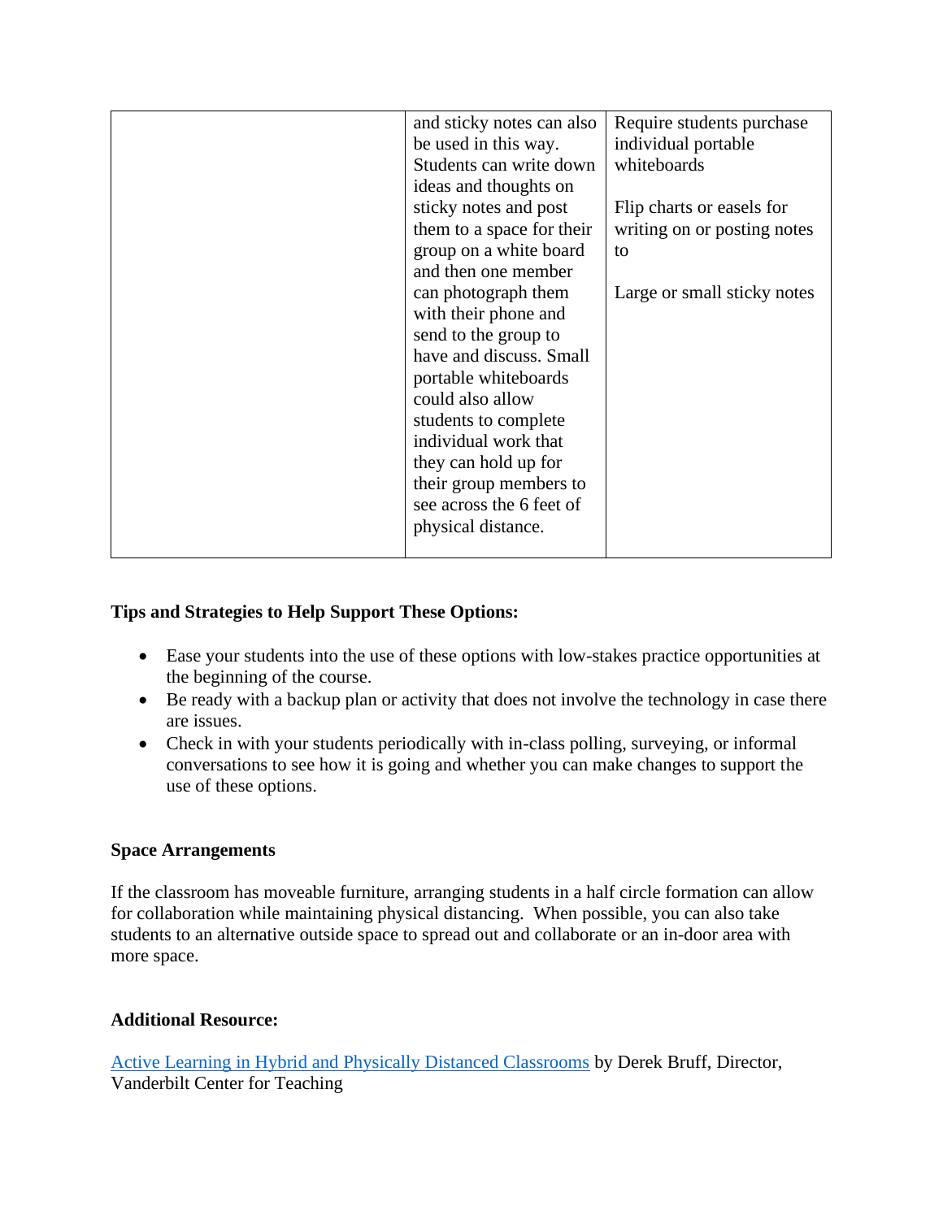| | | |
|---|---|---|
| | and sticky notes can also be used in this way. Students can write down ideas and thoughts on sticky notes and post them to a space for their group on a white board and then one member can photograph them with their phone and send to the group to have and discuss. Small portable whiteboards could also allow students to complete individual work that they can hold up for their group members to see across the 6 feet of physical distance. | Require students purchase individual portable whiteboards<br><br>Flip charts or easels for writing on or posting notes to<br><br>Large or small sticky notes |

**Tips and Strategies to Help Support These Options:**

- Ease your students into the use of these options with low-stakes practice opportunities at the beginning of the course.
- Be ready with a backup plan or activity that does not involve the technology in case there are issues.
- Check in with your students periodically with in-class polling, surveying, or informal conversations to see how it is going and whether you can make changes to support the use of these options.

**Space Arrangements**

If the classroom has moveable furniture, arranging students in a half circle formation can allow for collaboration while maintaining physical distancing. When possible, you can also take students to an alternative outside space to spread out and collaborate or an in-door area with more space.

**Additional Resource:**

Active Learning in Hybrid and Physically Distanced Classrooms by Derek Bruff, Director, Vanderbilt Center for Teaching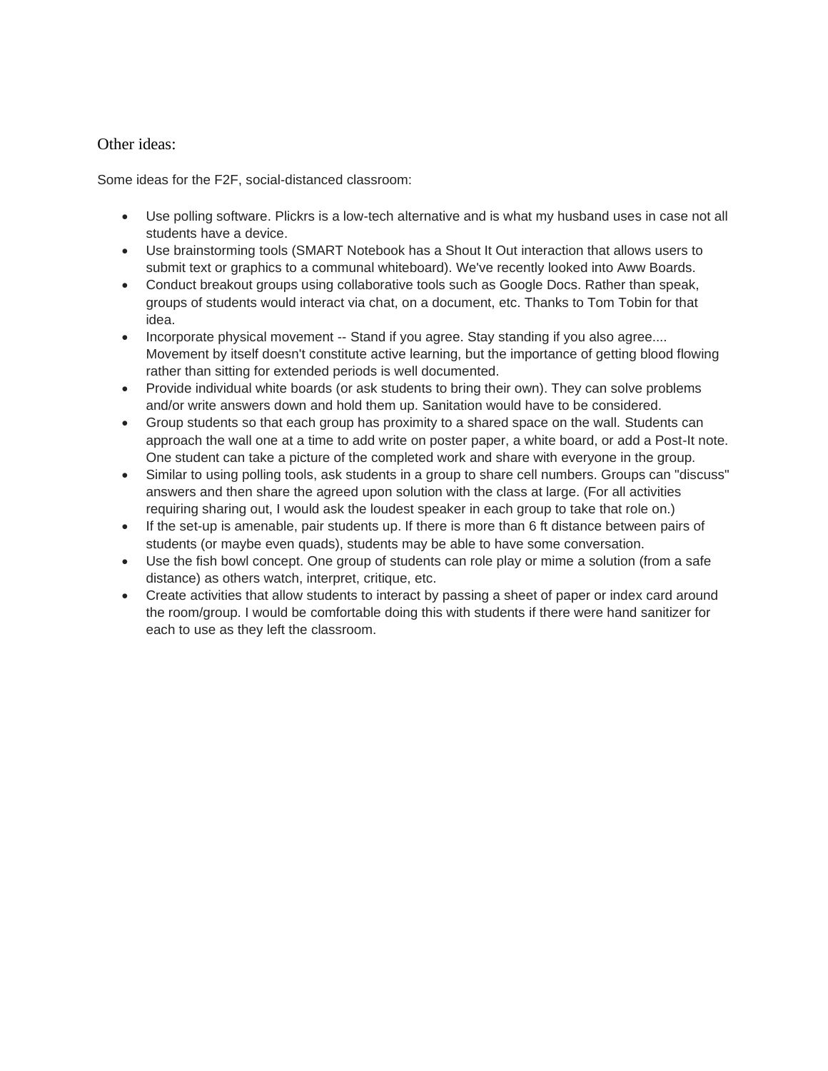## Other ideas:

Some ideas for the F2F, social-distanced classroom:

- Use polling software. Plickrs is a low-tech alternative and is what my husband uses in case not all students have a device.
- Use brainstorming tools (SMART Notebook has a Shout It Out interaction that allows users to submit text or graphics to a communal whiteboard). We've recently looked into Aww Boards.
- Conduct breakout groups using collaborative tools such as Google Docs. Rather than speak, groups of students would interact via chat, on a document, etc. Thanks to Tom Tobin for that idea.
- Incorporate physical movement -- Stand if you agree. Stay standing if you also agree.... Movement by itself doesn't constitute active learning, but the importance of getting blood flowing rather than sitting for extended periods is well documented.
- Provide individual white boards (or ask students to bring their own). They can solve problems and/or write answers down and hold them up. Sanitation would have to be considered.
- Group students so that each group has proximity to a shared space on the wall. Students can approach the wall one at a time to add write on poster paper, a white board, or add a Post-It note. One student can take a picture of the completed work and share with everyone in the group.
- Similar to using polling tools, ask students in a group to share cell numbers. Groups can "discuss" answers and then share the agreed upon solution with the class at large. (For all activities requiring sharing out, I would ask the loudest speaker in each group to take that role on.)
- If the set-up is amenable, pair students up. If there is more than 6 ft distance between pairs of students (or maybe even quads), students may be able to have some conversation.
- Use the fish bowl concept. One group of students can role play or mime a solution (from a safe distance) as others watch, interpret, critique, etc.
- Create activities that allow students to interact by passing a sheet of paper or index card around the room/group. I would be comfortable doing this with students if there were hand sanitizer for each to use as they left the classroom.